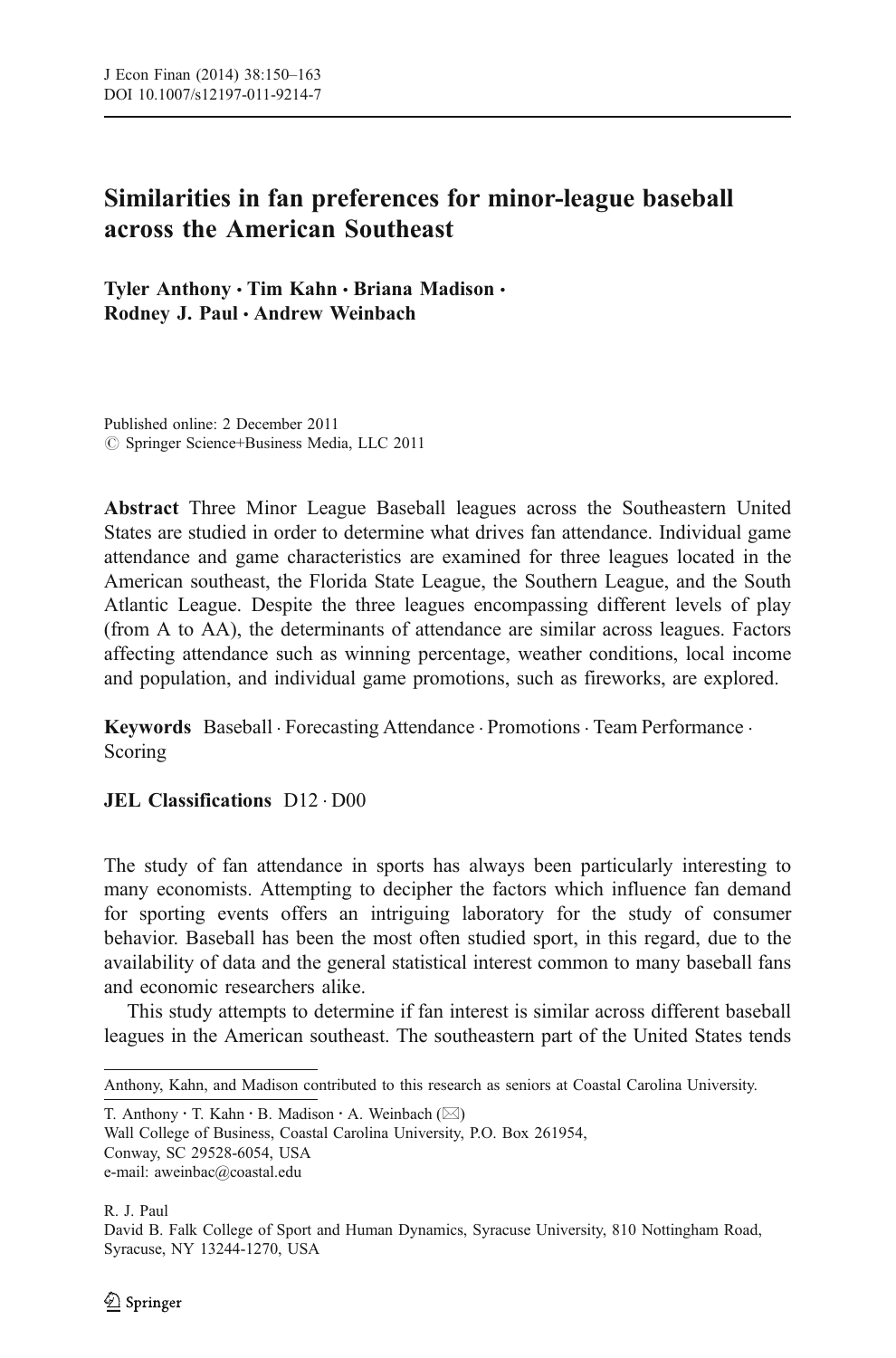# Similarities in fan preferences for minor-league baseball across the American Southeast

**Tyler Anthony · Tim Kahn · Briana Madison · Rodney J. Paul · Andrew Weinbach**

Published online: 2 December 2011
© Springer Science+Business Media, LLC 2011

**Abstract** Three Minor League Baseball leagues across the Southeastern United States are studied in order to determine what drives fan attendance. Individual game attendance and game characteristics are examined for three leagues located in the American southeast, the Florida State League, the Southern League, and the South Atlantic League. Despite the three leagues encompassing different levels of play (from A to AA), the determinants of attendance are similar across leagues. Factors affecting attendance such as winning percentage, weather conditions, local income and population, and individual game promotions, such as fireworks, are explored.

**Keywords** Baseball · Forecasting Attendance · Promotions · Team Performance · Scoring

**JEL Classifications** D12 · D00

The study of fan attendance in sports has always been particularly interesting to many economists. Attempting to decipher the factors which influence fan demand for sporting events offers an intriguing laboratory for the study of consumer behavior. Baseball has been the most often studied sport, in this regard, due to the availability of data and the general statistical interest common to many baseball fans and economic researchers alike.

This study attempts to determine if fan interest is similar across different baseball leagues in the American southeast. The southeastern part of the United States tends

---

Anthony, Kahn, and Madison contributed to this research as seniors at Coastal Carolina University.

T. Anthony · T. Kahn · B. Madison · A. Weinbach (✉)
Wall College of Business, Coastal Carolina University, P.O. Box 261954,
Conway, SC 29528-6054, USA
e-mail: aweinbac@coastal.edu

R. J. Paul
David B. Falk College of Sport and Human Dynamics, Syracuse University, 810 Nottingham Road,
Syracuse, NY 13244-1270, USA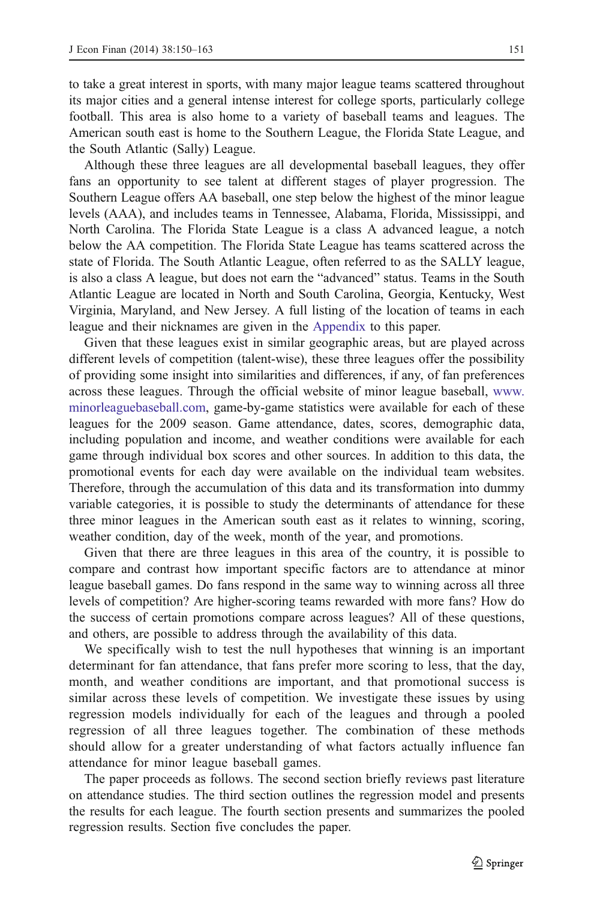to take a great interest in sports, with many major league teams scattered throughout its major cities and a general intense interest for college sports, particularly college football. This area is also home to a variety of baseball teams and leagues. The American south east is home to the Southern League, the Florida State League, and the South Atlantic (Sally) League.

Although these three leagues are all developmental baseball leagues, they offer fans an opportunity to see talent at different stages of player progression. The Southern League offers AA baseball, one step below the highest of the minor league levels (AAA), and includes teams in Tennessee, Alabama, Florida, Mississippi, and North Carolina. The Florida State League is a class A advanced league, a notch below the AA competition. The Florida State League has teams scattered across the state of Florida. The South Atlantic League, often referred to as the SALLY league, is also a class A league, but does not earn the "advanced" status. Teams in the South Atlantic League are located in North and South Carolina, Georgia, Kentucky, West Virginia, Maryland, and New Jersey. A full listing of the location of teams in each league and their nicknames are given in the Appendix to this paper.

Given that these leagues exist in similar geographic areas, but are played across different levels of competition (talent-wise), these three leagues offer the possibility of providing some insight into similarities and differences, if any, of fan preferences across these leagues. Through the official website of minor league baseball, www.minorleaguebaseball.com, game-by-game statistics were available for each of these leagues for the 2009 season. Game attendance, dates, scores, demographic data, including population and income, and weather conditions were available for each game through individual box scores and other sources. In addition to this data, the promotional events for each day were available on the individual team websites. Therefore, through the accumulation of this data and its transformation into dummy variable categories, it is possible to study the determinants of attendance for these three minor leagues in the American south east as it relates to winning, scoring, weather condition, day of the week, month of the year, and promotions.

Given that there are three leagues in this area of the country, it is possible to compare and contrast how important specific factors are to attendance at minor league baseball games. Do fans respond in the same way to winning across all three levels of competition? Are higher-scoring teams rewarded with more fans? How do the success of certain promotions compare across leagues? All of these questions, and others, are possible to address through the availability of this data.

We specifically wish to test the null hypotheses that winning is an important determinant for fan attendance, that fans prefer more scoring to less, that the day, month, and weather conditions are important, and that promotional success is similar across these levels of competition. We investigate these issues by using regression models individually for each of the leagues and through a pooled regression of all three leagues together. The combination of these methods should allow for a greater understanding of what factors actually influence fan attendance for minor league baseball games.

The paper proceeds as follows. The second section briefly reviews past literature on attendance studies. The third section outlines the regression model and presents the results for each league. The fourth section presents and summarizes the pooled regression results. Section five concludes the paper.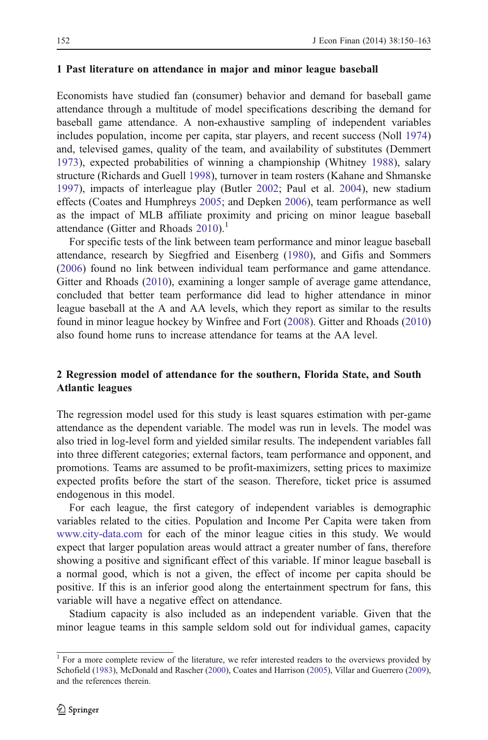## 1 Past literature on attendance in major and minor league baseball

Economists have studied fan (consumer) behavior and demand for baseball game attendance through a multitude of model specifications describing the demand for baseball game attendance. A non-exhaustive sampling of independent variables includes population, income per capita, star players, and recent success (Noll 1974) and, televised games, quality of the team, and availability of substitutes (Demmert 1973), expected probabilities of winning a championship (Whitney 1988), salary structure (Richards and Guell 1998), turnover in team rosters (Kahane and Shmanske 1997), impacts of interleague play (Butler 2002; Paul et al. 2004), new stadium effects (Coates and Humphreys 2005; and Depken 2006), team performance as well as the impact of MLB affiliate proximity and pricing on minor league baseball attendance (Gitter and Rhoads 2010).[1]

For specific tests of the link between team performance and minor league baseball attendance, research by Siegfried and Eisenberg (1980), and Gifis and Sommers (2006) found no link between individual team performance and game attendance. Gitter and Rhoads (2010), examining a longer sample of average game attendance, concluded that better team performance did lead to higher attendance in minor league baseball at the A and AA levels, which they report as similar to the results found in minor league hockey by Winfree and Fort (2008). Gitter and Rhoads (2010) also found home runs to increase attendance for teams at the AA level.

## 2 Regression model of attendance for the southern, Florida State, and South Atlantic leagues

The regression model used for this study is least squares estimation with per-game attendance as the dependent variable. The model was run in levels. The model was also tried in log-level form and yielded similar results. The independent variables fall into three different categories; external factors, team performance and opponent, and promotions. Teams are assumed to be profit-maximizers, setting prices to maximize expected profits before the start of the season. Therefore, ticket price is assumed endogenous in this model.

For each league, the first category of independent variables is demographic variables related to the cities. Population and Income Per Capita were taken from www.city-data.com for each of the minor league cities in this study. We would expect that larger population areas would attract a greater number of fans, therefore showing a positive and significant effect of this variable. If minor league baseball is a normal good, which is not a given, the effect of income per capita should be positive. If this is an inferior good along the entertainment spectrum for fans, this variable will have a negative effect on attendance.

Stadium capacity is also included as an independent variable. Given that the minor league teams in this sample seldom sold out for individual games, capacity

[1] For a more complete review of the literature, we refer interested readers to the overviews provided by Schofield (1983), McDonald and Rascher (2000), Coates and Harrison (2005), Villar and Guerrero (2009), and the references therein.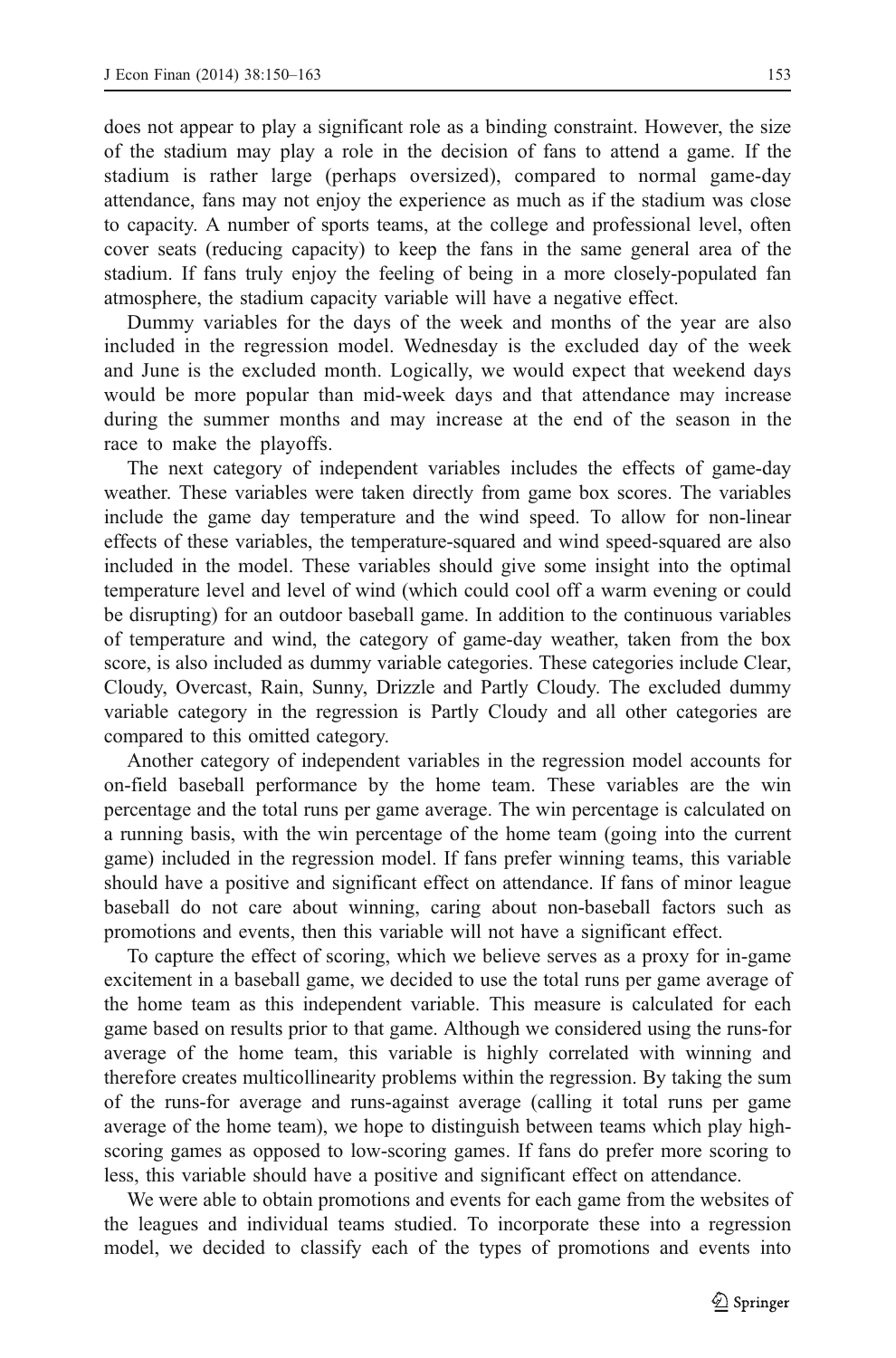does not appear to play a significant role as a binding constraint. However, the size of the stadium may play a role in the decision of fans to attend a game. If the stadium is rather large (perhaps oversized), compared to normal game-day attendance, fans may not enjoy the experience as much as if the stadium was close to capacity. A number of sports teams, at the college and professional level, often cover seats (reducing capacity) to keep the fans in the same general area of the stadium. If fans truly enjoy the feeling of being in a more closely-populated fan atmosphere, the stadium capacity variable will have a negative effect.

Dummy variables for the days of the week and months of the year are also included in the regression model. Wednesday is the excluded day of the week and June is the excluded month. Logically, we would expect that weekend days would be more popular than mid-week days and that attendance may increase during the summer months and may increase at the end of the season in the race to make the playoffs.

The next category of independent variables includes the effects of game-day weather. These variables were taken directly from game box scores. The variables include the game day temperature and the wind speed. To allow for non-linear effects of these variables, the temperature-squared and wind speed-squared are also included in the model. These variables should give some insight into the optimal temperature level and level of wind (which could cool off a warm evening or could be disrupting) for an outdoor baseball game. In addition to the continuous variables of temperature and wind, the category of game-day weather, taken from the box score, is also included as dummy variable categories. These categories include Clear, Cloudy, Overcast, Rain, Sunny, Drizzle and Partly Cloudy. The excluded dummy variable category in the regression is Partly Cloudy and all other categories are compared to this omitted category.

Another category of independent variables in the regression model accounts for on-field baseball performance by the home team. These variables are the win percentage and the total runs per game average. The win percentage is calculated on a running basis, with the win percentage of the home team (going into the current game) included in the regression model. If fans prefer winning teams, this variable should have a positive and significant effect on attendance. If fans of minor league baseball do not care about winning, caring about non-baseball factors such as promotions and events, then this variable will not have a significant effect.

To capture the effect of scoring, which we believe serves as a proxy for in-game excitement in a baseball game, we decided to use the total runs per game average of the home team as this independent variable. This measure is calculated for each game based on results prior to that game. Although we considered using the runs-for average of the home team, this variable is highly correlated with winning and therefore creates multicollinearity problems within the regression. By taking the sum of the runs-for average and runs-against average (calling it total runs per game average of the home team), we hope to distinguish between teams which play high-scoring games as opposed to low-scoring games. If fans do prefer more scoring to less, this variable should have a positive and significant effect on attendance.

We were able to obtain promotions and events for each game from the websites of the leagues and individual teams studied. To incorporate these into a regression model, we decided to classify each of the types of promotions and events into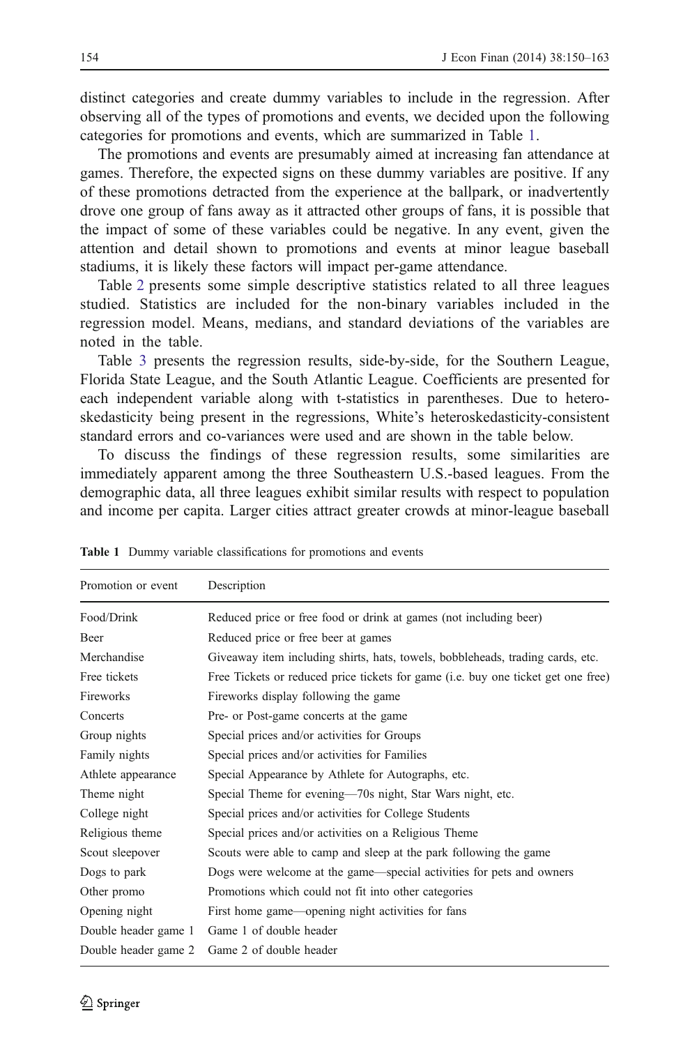distinct categories and create dummy variables to include in the regression. After observing all of the types of promotions and events, we decided upon the following categories for promotions and events, which are summarized in Table 1.

The promotions and events are presumably aimed at increasing fan attendance at games. Therefore, the expected signs on these dummy variables are positive. If any of these promotions detracted from the experience at the ballpark, or inadvertently drove one group of fans away as it attracted other groups of fans, it is possible that the impact of some of these variables could be negative. In any event, given the attention and detail shown to promotions and events at minor league baseball stadiums, it is likely these factors will impact per-game attendance.

Table 2 presents some simple descriptive statistics related to all three leagues studied. Statistics are included for the non-binary variables included in the regression model. Means, medians, and standard deviations of the variables are noted in the table.

Table 3 presents the regression results, side-by-side, for the Southern League, Florida State League, and the South Atlantic League. Coefficients are presented for each independent variable along with t-statistics in parentheses. Due to heteroskedasticity being present in the regressions, White's heteroskedasticity-consistent standard errors and co-variances were used and are shown in the table below.

To discuss the findings of these regression results, some similarities are immediately apparent among the three Southeastern U.S.-based leagues. From the demographic data, all three leagues exhibit similar results with respect to population and income per capita. Larger cities attract greater crowds at minor-league baseball

**Table 1** Dummy variable classifications for promotions and events

| Promotion or event | Description |
|---|---|
| Food/Drink | Reduced price or free food or drink at games (not including beer) |
| Beer | Reduced price or free beer at games |
| Merchandise | Giveaway item including shirts, hats, towels, bobbleheads, trading cards, etc. |
| Free tickets | Free Tickets or reduced price tickets for game (i.e. buy one ticket get one free) |
| Fireworks | Fireworks display following the game |
| Concerts | Pre- or Post-game concerts at the game |
| Group nights | Special prices and/or activities for Groups |
| Family nights | Special prices and/or activities for Families |
| Athlete appearance | Special Appearance by Athlete for Autographs, etc. |
| Theme night | Special Theme for evening—70s night, Star Wars night, etc. |
| College night | Special prices and/or activities for College Students |
| Religious theme | Special prices and/or activities on a Religious Theme |
| Scout sleepover | Scouts were able to camp and sleep at the park following the game |
| Dogs to park | Dogs were welcome at the game—special activities for pets and owners |
| Other promo | Promotions which could not fit into other categories |
| Opening night | First home game—opening night activities for fans |
| Double header game 1 | Game 1 of double header |
| Double header game 2 | Game 2 of double header |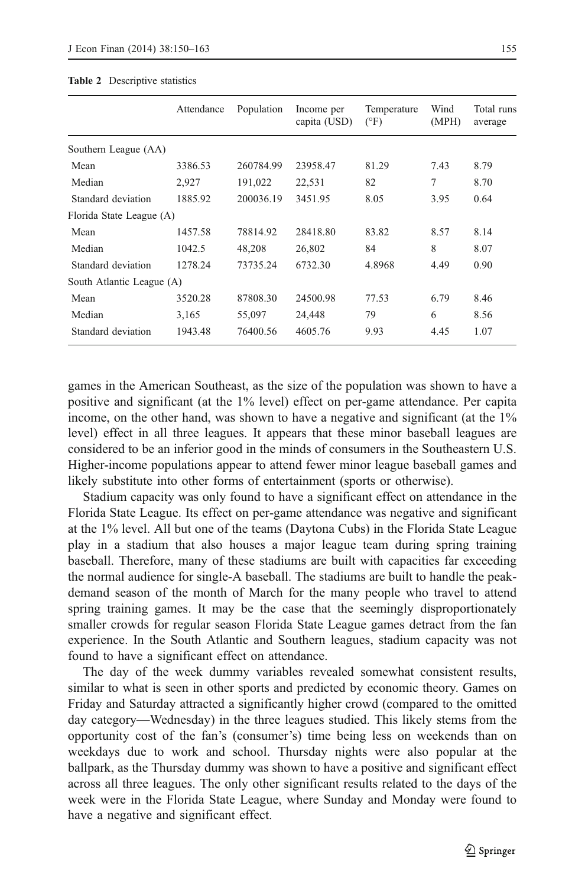**Table 2** Descriptive statistics

| | Attendance | Population | Income per capita (USD) | Temperature (°F) | Wind (MPH) | Total runs average |
|---|---|---|---|---|---|---|
| Southern League (AA) | | | | | | |
| Mean | 3386.53 | 260784.99 | 23958.47 | 81.29 | 7.43 | 8.79 |
| Median | 2,927 | 191,022 | 22,531 | 82 | 7 | 8.70 |
| Standard deviation | 1885.92 | 200036.19 | 3451.95 | 8.05 | 3.95 | 0.64 |
| Florida State League (A) | | | | | | |
| Mean | 1457.58 | 78814.92 | 28418.80 | 83.82 | 8.57 | 8.14 |
| Median | 1042.5 | 48,208 | 26,802 | 84 | 8 | 8.07 |
| Standard deviation | 1278.24 | 73735.24 | 6732.30 | 4.8968 | 4.49 | 0.90 |
| South Atlantic League (A) | | | | | | |
| Mean | 3520.28 | 87808.30 | 24500.98 | 77.53 | 6.79 | 8.46 |
| Median | 3,165 | 55,097 | 24,448 | 79 | 6 | 8.56 |
| Standard deviation | 1943.48 | 76400.56 | 4605.76 | 9.93 | 4.45 | 1.07 |

games in the American Southeast, as the size of the population was shown to have a positive and significant (at the 1% level) effect on per-game attendance. Per capita income, on the other hand, was shown to have a negative and significant (at the 1% level) effect in all three leagues. It appears that these minor baseball leagues are considered to be an inferior good in the minds of consumers in the Southeastern U.S. Higher-income populations appear to attend fewer minor league baseball games and likely substitute into other forms of entertainment (sports or otherwise).

Stadium capacity was only found to have a significant effect on attendance in the Florida State League. Its effect on per-game attendance was negative and significant at the 1% level. All but one of the teams (Daytona Cubs) in the Florida State League play in a stadium that also houses a major league team during spring training baseball. Therefore, many of these stadiums are built with capacities far exceeding the normal audience for single-A baseball. The stadiums are built to handle the peak-demand season of the month of March for the many people who travel to attend spring training games. It may be the case that the seemingly disproportionately smaller crowds for regular season Florida State League games detract from the fan experience. In the South Atlantic and Southern leagues, stadium capacity was not found to have a significant effect on attendance.

The day of the week dummy variables revealed somewhat consistent results, similar to what is seen in other sports and predicted by economic theory. Games on Friday and Saturday attracted a significantly higher crowd (compared to the omitted day category—Wednesday) in the three leagues studied. This likely stems from the opportunity cost of the fan's (consumer's) time being less on weekends than on weekdays due to work and school. Thursday nights were also popular at the ballpark, as the Thursday dummy was shown to have a positive and significant effect across all three leagues. The only other significant results related to the days of the week were in the Florida State League, where Sunday and Monday were found to have a negative and significant effect.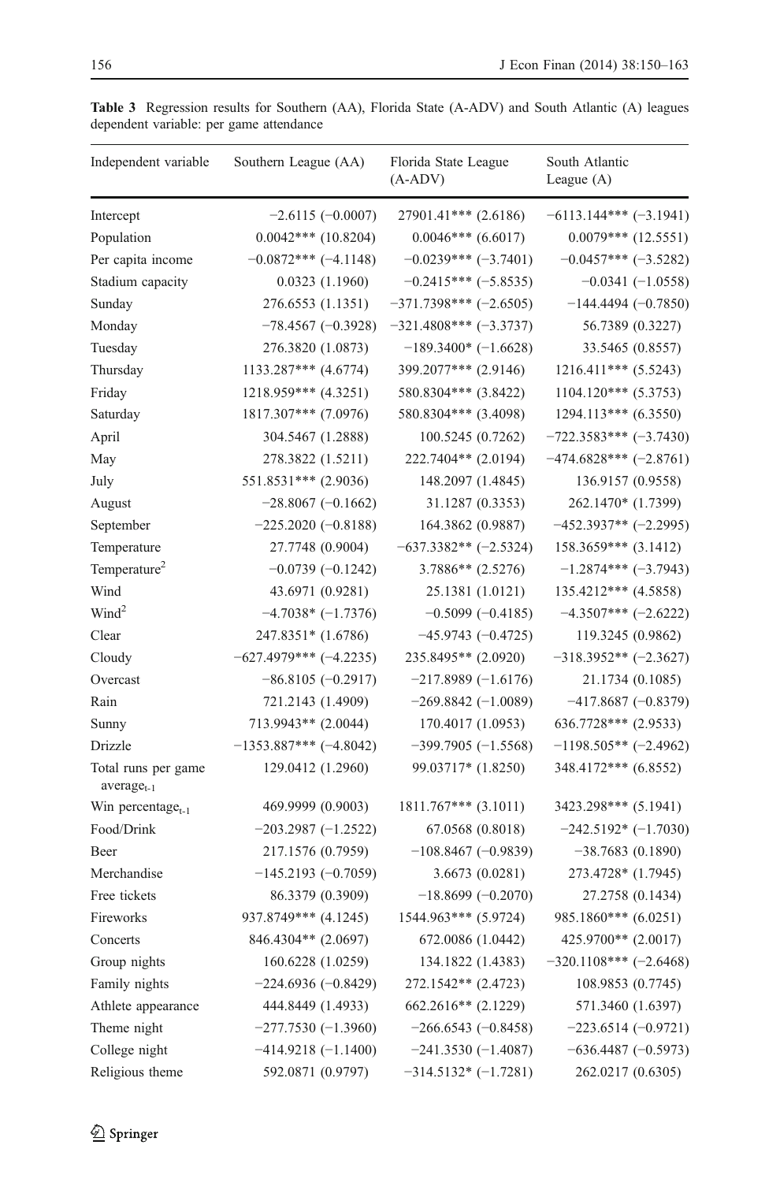**Table 3** Regression results for Southern (AA), Florida State (A-ADV) and South Atlantic (A) leagues dependent variable: per game attendance

| Independent variable | Southern League (AA) | Florida State League (A-ADV) | South Atlantic League (A) |
|---|---|---|---|
| Intercept | −2.6115 (−0.0007) | 27901.41*** (2.6186) | −6113.144*** (−3.1941) |
| Population | 0.0042*** (10.8204) | 0.0046*** (6.6017) | 0.0079*** (12.5551) |
| Per capita income | −0.0872*** (−4.1148) | −0.0239*** (−3.7401) | −0.0457*** (−3.5282) |
| Stadium capacity | 0.0323 (1.1960) | −0.2415*** (−5.8535) | −0.0341 (−1.0558) |
| Sunday | 276.6553 (1.1351) | −371.7398*** (−2.6505) | −144.4494 (−0.7850) |
| Monday | −78.4567 (−0.3928) | −321.4808*** (−3.3737) | 56.7389 (0.3227) |
| Tuesday | 276.3820 (1.0873) | −189.3400* (−1.6628) | 33.5465 (0.8557) |
| Thursday | 1133.287*** (4.6774) | 399.2077*** (2.9146) | 1216.411*** (5.5243) |
| Friday | 1218.959*** (4.3251) | 580.8304*** (3.8422) | 1104.120*** (5.3753) |
| Saturday | 1817.307*** (7.0976) | 580.8304*** (3.4098) | 1294.113*** (6.3550) |
| April | 304.5467 (1.2888) | 100.5245 (0.7262) | −722.3583*** (−3.7430) |
| May | 278.3822 (1.5211) | 222.7404** (2.0194) | −474.6828*** (−2.8761) |
| July | 551.8531*** (2.9036) | 148.2097 (1.4845) | 136.9157 (0.9558) |
| August | −28.8067 (−0.1662) | 31.1287 (0.3353) | 262.1470* (1.7399) |
| September | −225.2020 (−0.8188) | 164.3862 (0.9887) | −452.3937** (−2.2995) |
| Temperature | 27.7748 (0.9004) | −637.3382** (−2.5324) | 158.3659*** (3.1412) |
| Temperature$^2$ | −0.0739 (−0.1242) | 3.7886** (2.5276) | −1.2874*** (−3.7943) |
| Wind | 43.6971 (0.9281) | 25.1381 (1.0121) | 135.4212*** (4.5858) |
| Wind$^2$ | −4.7038* (−1.7376) | −0.5099 (−0.4185) | −4.3507*** (−2.6222) |
| Clear | 247.8351* (1.6786) | −45.9743 (−0.4725) | 119.3245 (0.9862) |
| Cloudy | −627.4979*** (−4.2235) | 235.8495** (2.0920) | −318.3952** (−2.3627) |
| Overcast | −86.8105 (−0.2917) | −217.8989 (−1.6176) | 21.1734 (0.1085) |
| Rain | 721.2143 (1.4909) | −269.8842 (−1.0089) | −417.8687 (−0.8379) |
| Sunny | 713.9943** (2.0044) | 170.4017 (1.0953) | 636.7728*** (2.9533) |
| Drizzle | −1353.887*** (−4.8042) | −399.7905 (−1.5568) | −1198.505** (−2.4962) |
| Total runs per game average$_{t-1}$ | 129.0412 (1.2960) | 99.03717* (1.8250) | 348.4172*** (6.8552) |
| Win percentage$_{t-1}$ | 469.9999 (0.9003) | 1811.767*** (3.1011) | 3423.298*** (5.1941) |
| Food/Drink | −203.2987 (−1.2522) | 67.0568 (0.8018) | −242.5192* (−1.7030) |
| Beer | 217.1576 (0.7959) | −108.8467 (−0.9839) | −38.7683 (0.1890) |
| Merchandise | −145.2193 (−0.7059) | 3.6673 (0.0281) | 273.4728* (1.7945) |
| Free tickets | 86.3379 (0.3909) | −18.8699 (−0.2070) | 27.2758 (0.1434) |
| Fireworks | 937.8749*** (4.1245) | 1544.963*** (5.9724) | 985.1860*** (6.0251) |
| Concerts | 846.4304** (2.0697) | 672.0086 (1.0442) | 425.9700** (2.0017) |
| Group nights | 160.6228 (1.0259) | 134.1822 (1.4383) | −320.1108*** (−2.6468) |
| Family nights | −224.6936 (−0.8429) | 272.1542** (2.4723) | 108.9853 (0.7745) |
| Athlete appearance | 444.8449 (1.4933) | 662.2616** (2.1229) | 571.3460 (1.6397) |
| Theme night | −277.7530 (−1.3960) | −266.6543 (−0.8458) | −223.6514 (−0.9721) |
| College night | −414.9218 (−1.1400) | −241.3530 (−1.4087) | −636.4487 (−0.5973) |
| Religious theme | 592.0871 (0.9797) | −314.5132* (−1.7281) | 262.0217 (0.6305) |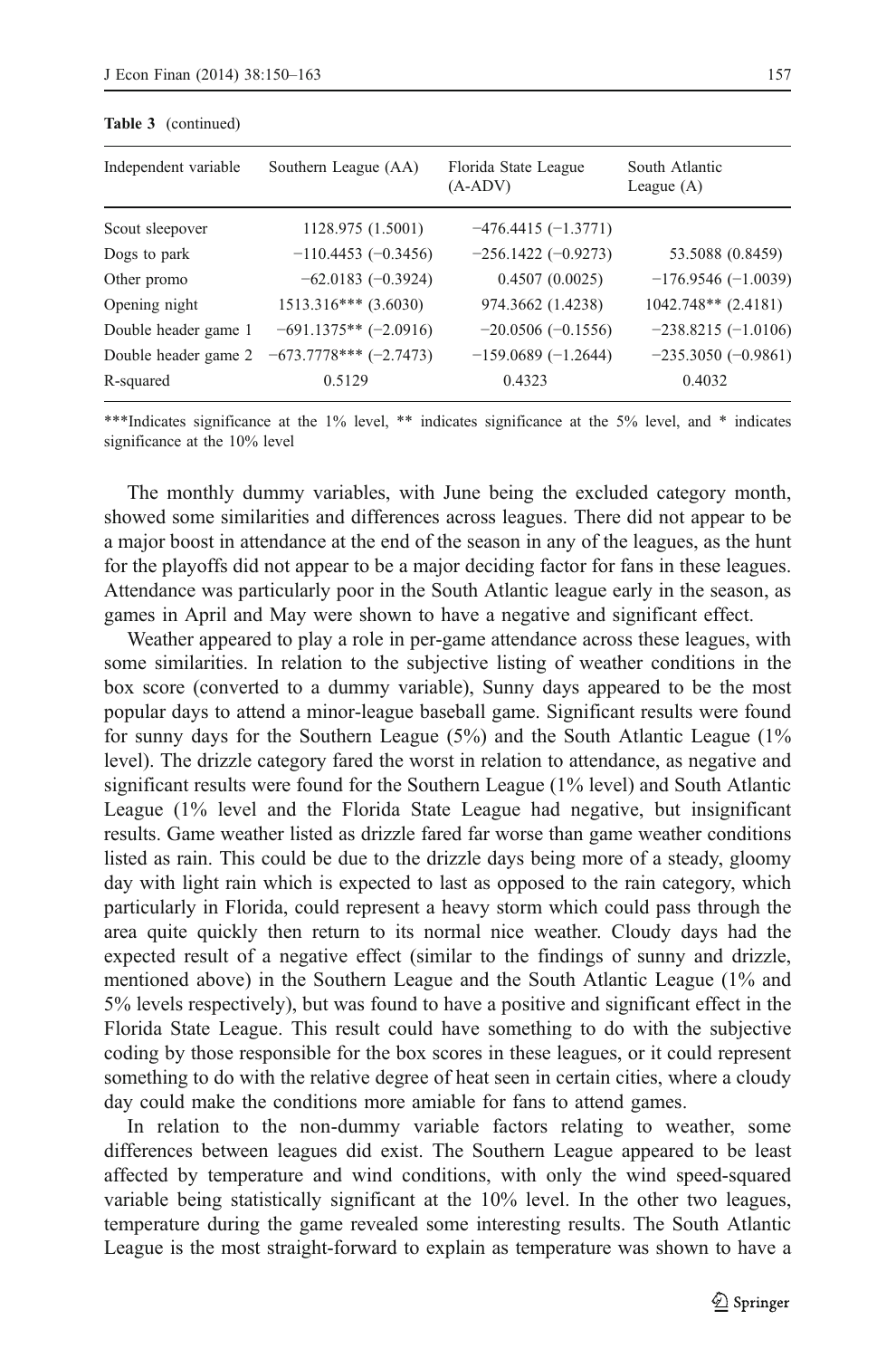**Table 3** (continued)

| Independent variable | Southern League (AA) | Florida State League (A-ADV) | South Atlantic League (A) |
|---|---|---|---|
| Scout sleepover | 1128.975 (1.5001) | −476.4415 (−1.3771) | |
| Dogs to park | −110.4453 (−0.3456) | −256.1422 (−0.9273) | 53.5088 (0.8459) |
| Other promo | −62.0183 (−0.3924) | 0.4507 (0.0025) | −176.9546 (−1.0039) |
| Opening night | 1513.316*** (3.6030) | 974.3662 (1.4238) | 1042.748** (2.4181) |
| Double header game 1 | −691.1375** (−2.0916) | −20.0506 (−0.1556) | −238.8215 (−1.0106) |
| Double header game 2 | −673.7778*** (−2.7473) | −159.0689 (−1.2644) | −235.3050 (−0.9861) |
| R-squared | 0.5129 | 0.4323 | 0.4032 |

***Indicates significance at the 1% level, ** indicates significance at the 5% level, and * indicates significance at the 10% level

The monthly dummy variables, with June being the excluded category month, showed some similarities and differences across leagues. There did not appear to be a major boost in attendance at the end of the season in any of the leagues, as the hunt for the playoffs did not appear to be a major deciding factor for fans in these leagues. Attendance was particularly poor in the South Atlantic league early in the season, as games in April and May were shown to have a negative and significant effect.

Weather appeared to play a role in per-game attendance across these leagues, with some similarities. In relation to the subjective listing of weather conditions in the box score (converted to a dummy variable), Sunny days appeared to be the most popular days to attend a minor-league baseball game. Significant results were found for sunny days for the Southern League (5%) and the South Atlantic League (1% level). The drizzle category fared the worst in relation to attendance, as negative and significant results were found for the Southern League (1% level) and South Atlantic League (1% level and the Florida State League had negative, but insignificant results. Game weather listed as drizzle fared far worse than game weather conditions listed as rain. This could be due to the drizzle days being more of a steady, gloomy day with light rain which is expected to last as opposed to the rain category, which particularly in Florida, could represent a heavy storm which could pass through the area quite quickly then return to its normal nice weather. Cloudy days had the expected result of a negative effect (similar to the findings of sunny and drizzle, mentioned above) in the Southern League and the South Atlantic League (1% and 5% levels respectively), but was found to have a positive and significant effect in the Florida State League. This result could have something to do with the subjective coding by those responsible for the box scores in these leagues, or it could represent something to do with the relative degree of heat seen in certain cities, where a cloudy day could make the conditions more amiable for fans to attend games.

In relation to the non-dummy variable factors relating to weather, some differences between leagues did exist. The Southern League appeared to be least affected by temperature and wind conditions, with only the wind speed-squared variable being statistically significant at the 10% level. In the other two leagues, temperature during the game revealed some interesting results. The South Atlantic League is the most straight-forward to explain as temperature was shown to have a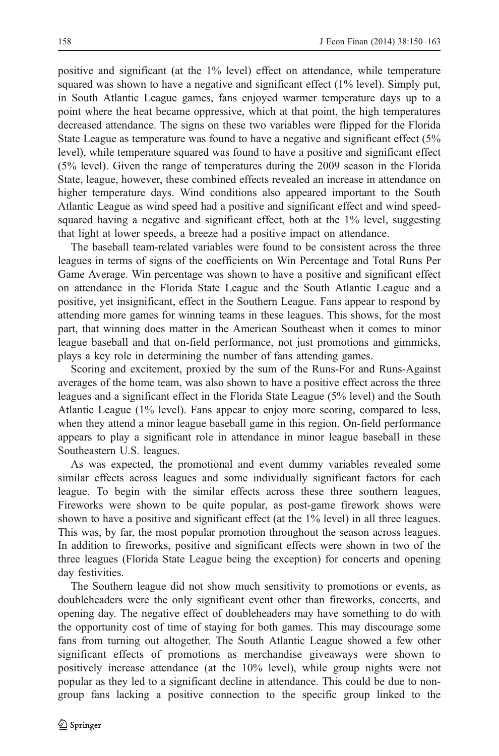positive and significant (at the 1% level) effect on attendance, while temperature squared was shown to have a negative and significant effect (1% level). Simply put, in South Atlantic League games, fans enjoyed warmer temperature days up to a point where the heat became oppressive, which at that point, the high temperatures decreased attendance. The signs on these two variables were flipped for the Florida State League as temperature was found to have a negative and significant effect (5% level), while temperature squared was found to have a positive and significant effect (5% level). Given the range of temperatures during the 2009 season in the Florida State, league, however, these combined effects revealed an increase in attendance on higher temperature days. Wind conditions also appeared important to the South Atlantic League as wind speed had a positive and significant effect and wind speed-squared having a negative and significant effect, both at the 1% level, suggesting that light at lower speeds, a breeze had a positive impact on attendance.

The baseball team-related variables were found to be consistent across the three leagues in terms of signs of the coefficients on Win Percentage and Total Runs Per Game Average. Win percentage was shown to have a positive and significant effect on attendance in the Florida State League and the South Atlantic League and a positive, yet insignificant, effect in the Southern League. Fans appear to respond by attending more games for winning teams in these leagues. This shows, for the most part, that winning does matter in the American Southeast when it comes to minor league baseball and that on-field performance, not just promotions and gimmicks, plays a key role in determining the number of fans attending games.

Scoring and excitement, proxied by the sum of the Runs-For and Runs-Against averages of the home team, was also shown to have a positive effect across the three leagues and a significant effect in the Florida State League (5% level) and the South Atlantic League (1% level). Fans appear to enjoy more scoring, compared to less, when they attend a minor league baseball game in this region. On-field performance appears to play a significant role in attendance in minor league baseball in these Southeastern U.S. leagues.

As was expected, the promotional and event dummy variables revealed some similar effects across leagues and some individually significant factors for each league. To begin with the similar effects across these three southern leagues, Fireworks were shown to be quite popular, as post-game firework shows were shown to have a positive and significant effect (at the 1% level) in all three leagues. This was, by far, the most popular promotion throughout the season across leagues. In addition to fireworks, positive and significant effects were shown in two of the three leagues (Florida State League being the exception) for concerts and opening day festivities.

The Southern league did not show much sensitivity to promotions or events, as doubleheaders were the only significant event other than fireworks, concerts, and opening day. The negative effect of doubleheaders may have something to do with the opportunity cost of time of staying for both games. This may discourage some fans from turning out altogether. The South Atlantic League showed a few other significant effects of promotions as merchandise giveaways were shown to positively increase attendance (at the 10% level), while group nights were not popular as they led to a significant decline in attendance. This could be due to non-group fans lacking a positive connection to the specific group linked to the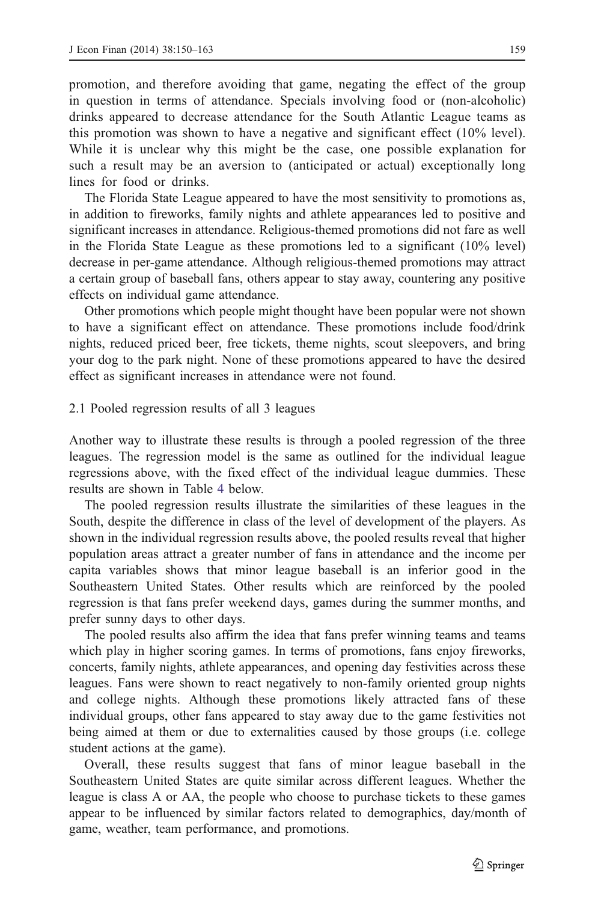promotion, and therefore avoiding that game, negating the effect of the group in question in terms of attendance. Specials involving food or (non-alcoholic) drinks appeared to decrease attendance for the South Atlantic League teams as this promotion was shown to have a negative and significant effect (10% level). While it is unclear why this might be the case, one possible explanation for such a result may be an aversion to (anticipated or actual) exceptionally long lines for food or drinks.

The Florida State League appeared to have the most sensitivity to promotions as, in addition to fireworks, family nights and athlete appearances led to positive and significant increases in attendance. Religious-themed promotions did not fare as well in the Florida State League as these promotions led to a significant (10% level) decrease in per-game attendance. Although religious-themed promotions may attract a certain group of baseball fans, others appear to stay away, countering any positive effects on individual game attendance.

Other promotions which people might thought have been popular were not shown to have a significant effect on attendance. These promotions include food/drink nights, reduced priced beer, free tickets, theme nights, scout sleepovers, and bring your dog to the park night. None of these promotions appeared to have the desired effect as significant increases in attendance were not found.

### 2.1 Pooled regression results of all 3 leagues

Another way to illustrate these results is through a pooled regression of the three leagues. The regression model is the same as outlined for the individual league regressions above, with the fixed effect of the individual league dummies. These results are shown in Table 4 below.

The pooled regression results illustrate the similarities of these leagues in the South, despite the difference in class of the level of development of the players. As shown in the individual regression results above, the pooled results reveal that higher population areas attract a greater number of fans in attendance and the income per capita variables shows that minor league baseball is an inferior good in the Southeastern United States. Other results which are reinforced by the pooled regression is that fans prefer weekend days, games during the summer months, and prefer sunny days to other days.

The pooled results also affirm the idea that fans prefer winning teams and teams which play in higher scoring games. In terms of promotions, fans enjoy fireworks, concerts, family nights, athlete appearances, and opening day festivities across these leagues. Fans were shown to react negatively to non-family oriented group nights and college nights. Although these promotions likely attracted fans of these individual groups, other fans appeared to stay away due to the game festivities not being aimed at them or due to externalities caused by those groups (i.e. college student actions at the game).

Overall, these results suggest that fans of minor league baseball in the Southeastern United States are quite similar across different leagues. Whether the league is class A or AA, the people who choose to purchase tickets to these games appear to be influenced by similar factors related to demographics, day/month of game, weather, team performance, and promotions.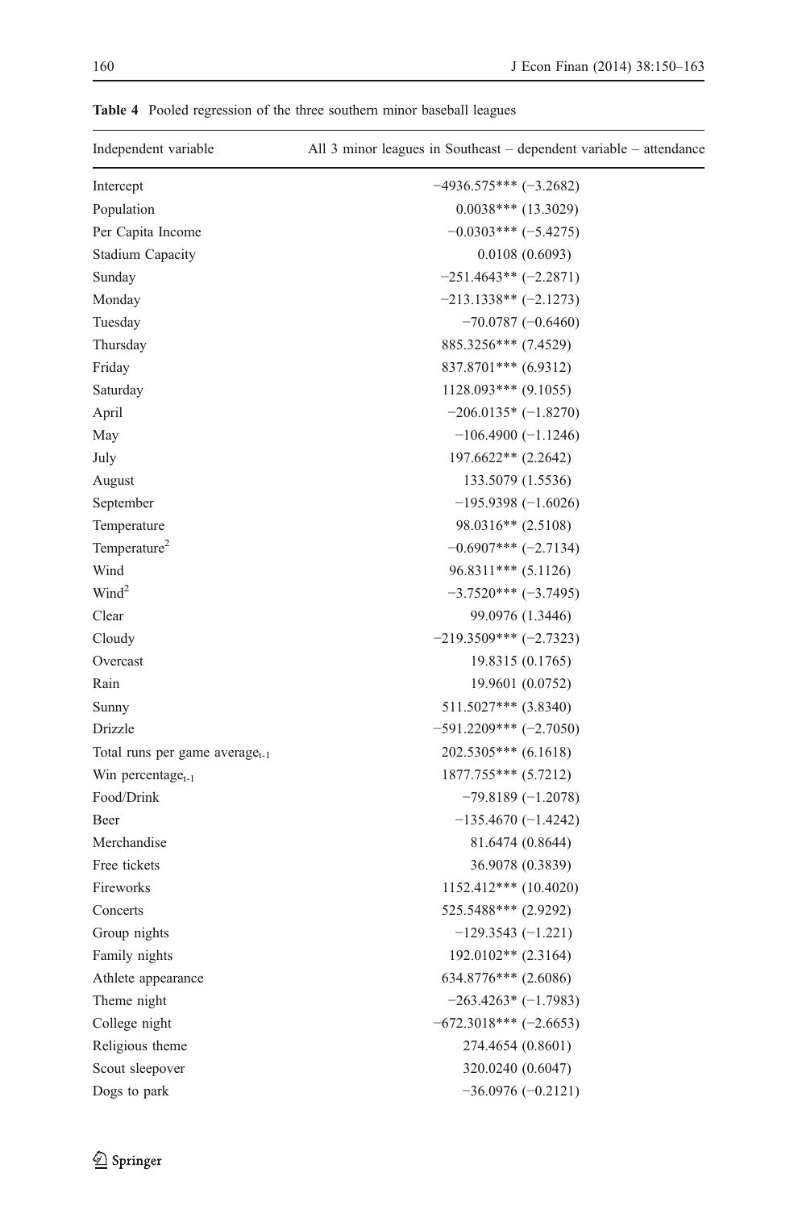**Table 4** Pooled regression of the three southern minor baseball leagues

| Independent variable | All 3 minor leagues in Southeast – dependent variable – attendance |
|---|---|
| Intercept | −4936.575*** (−3.2682) |
| Population | 0.0038*** (13.3029) |
| Per Capita Income | −0.0303*** (−5.4275) |
| Stadium Capacity | 0.0108 (0.6093) |
| Sunday | −251.4643** (−2.2871) |
| Monday | −213.1338** (−2.1273) |
| Tuesday | −70.0787 (−0.6460) |
| Thursday | 885.3256*** (7.4529) |
| Friday | 837.8701*** (6.9312) |
| Saturday | 1128.093*** (9.1055) |
| April | −206.0135* (−1.8270) |
| May | −106.4900 (−1.1246) |
| July | 197.6622** (2.2642) |
| August | 133.5079 (1.5536) |
| September | −195.9398 (−1.6026) |
| Temperature | 98.0316** (2.5108) |
| $\text{Temperature}^2$ | −0.6907*** (−2.7134) |
| Wind | 96.8311*** (5.1126) |
| $\text{Wind}^2$ | −3.7520*** (−3.7495) |
| Clear | 99.0976 (1.3446) |
| Cloudy | −219.3509*** (−2.7323) |
| Overcast | 19.8315 (0.1765) |
| Rain | 19.9601 (0.0752) |
| Sunny | 511.5027*** (3.8340) |
| Drizzle | −591.2209*** (−2.7050) |
| Total runs per game $\text{average}_{t-1}$ | 202.5305*** (6.1618) |
| Win $\text{percentage}_{t-1}$ | 1877.755*** (5.7212) |
| Food/Drink | −79.8189 (−1.2078) |
| Beer | −135.4670 (−1.4242) |
| Merchandise | 81.6474 (0.8644) |
| Free tickets | 36.9078 (0.3839) |
| Fireworks | 1152.412*** (10.4020) |
| Concerts | 525.5488*** (2.9292) |
| Group nights | −129.3543 (−1.221) |
| Family nights | 192.0102** (2.3164) |
| Athlete appearance | 634.8776*** (2.6086) |
| Theme night | −263.4263* (−1.7983) |
| College night | −672.3018*** (−2.6653) |
| Religious theme | 274.4654 (0.8601) |
| Scout sleepover | 320.0240 (0.6047) |
| Dogs to park | −36.0976 (−0.2121) |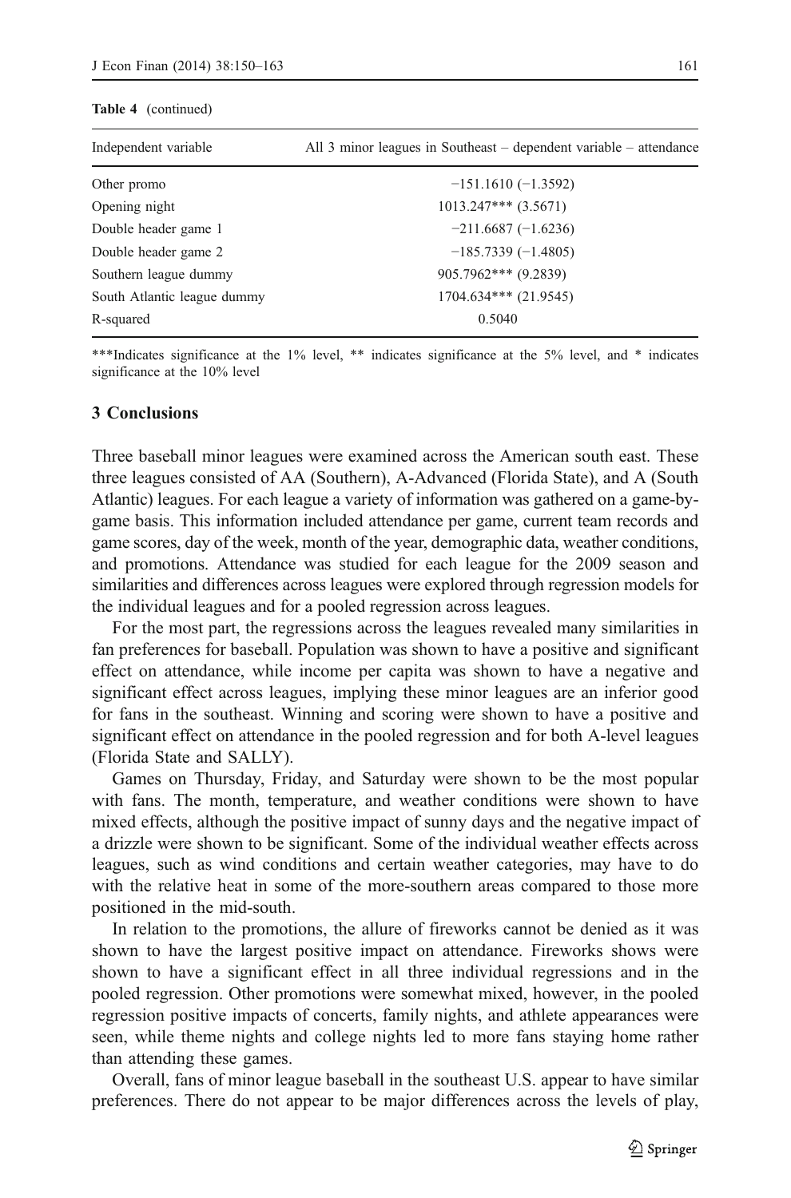**Table 4** (continued)

| Independent variable | All 3 minor leagues in Southeast – dependent variable – attendance |
|---|---|
| Other promo | −151.1610 (−1.3592) |
| Opening night | 1013.247*** (3.5671) |
| Double header game 1 | −211.6687 (−1.6236) |
| Double header game 2 | −185.7339 (−1.4805) |
| Southern league dummy | 905.7962*** (9.2839) |
| South Atlantic league dummy | 1704.634*** (21.9545) |
| R-squared | 0.5040 |

***Indicates significance at the 1% level, ** indicates significance at the 5% level, and * indicates significance at the 10% level

## 3 Conclusions

Three baseball minor leagues were examined across the American south east. These three leagues consisted of AA (Southern), A-Advanced (Florida State), and A (South Atlantic) leagues. For each league a variety of information was gathered on a game-by-game basis. This information included attendance per game, current team records and game scores, day of the week, month of the year, demographic data, weather conditions, and promotions. Attendance was studied for each league for the 2009 season and similarities and differences across leagues were explored through regression models for the individual leagues and for a pooled regression across leagues.

For the most part, the regressions across the leagues revealed many similarities in fan preferences for baseball. Population was shown to have a positive and significant effect on attendance, while income per capita was shown to have a negative and significant effect across leagues, implying these minor leagues are an inferior good for fans in the southeast. Winning and scoring were shown to have a positive and significant effect on attendance in the pooled regression and for both A-level leagues (Florida State and SALLY).

Games on Thursday, Friday, and Saturday were shown to be the most popular with fans. The month, temperature, and weather conditions were shown to have mixed effects, although the positive impact of sunny days and the negative impact of a drizzle were shown to be significant. Some of the individual weather effects across leagues, such as wind conditions and certain weather categories, may have to do with the relative heat in some of the more-southern areas compared to those more positioned in the mid-south.

In relation to the promotions, the allure of fireworks cannot be denied as it was shown to have the largest positive impact on attendance. Fireworks shows were shown to have a significant effect in all three individual regressions and in the pooled regression. Other promotions were somewhat mixed, however, in the pooled regression positive impacts of concerts, family nights, and athlete appearances were seen, while theme nights and college nights led to more fans staying home rather than attending these games.

Overall, fans of minor league baseball in the southeast U.S. appear to have similar preferences. There do not appear to be major differences across the levels of play,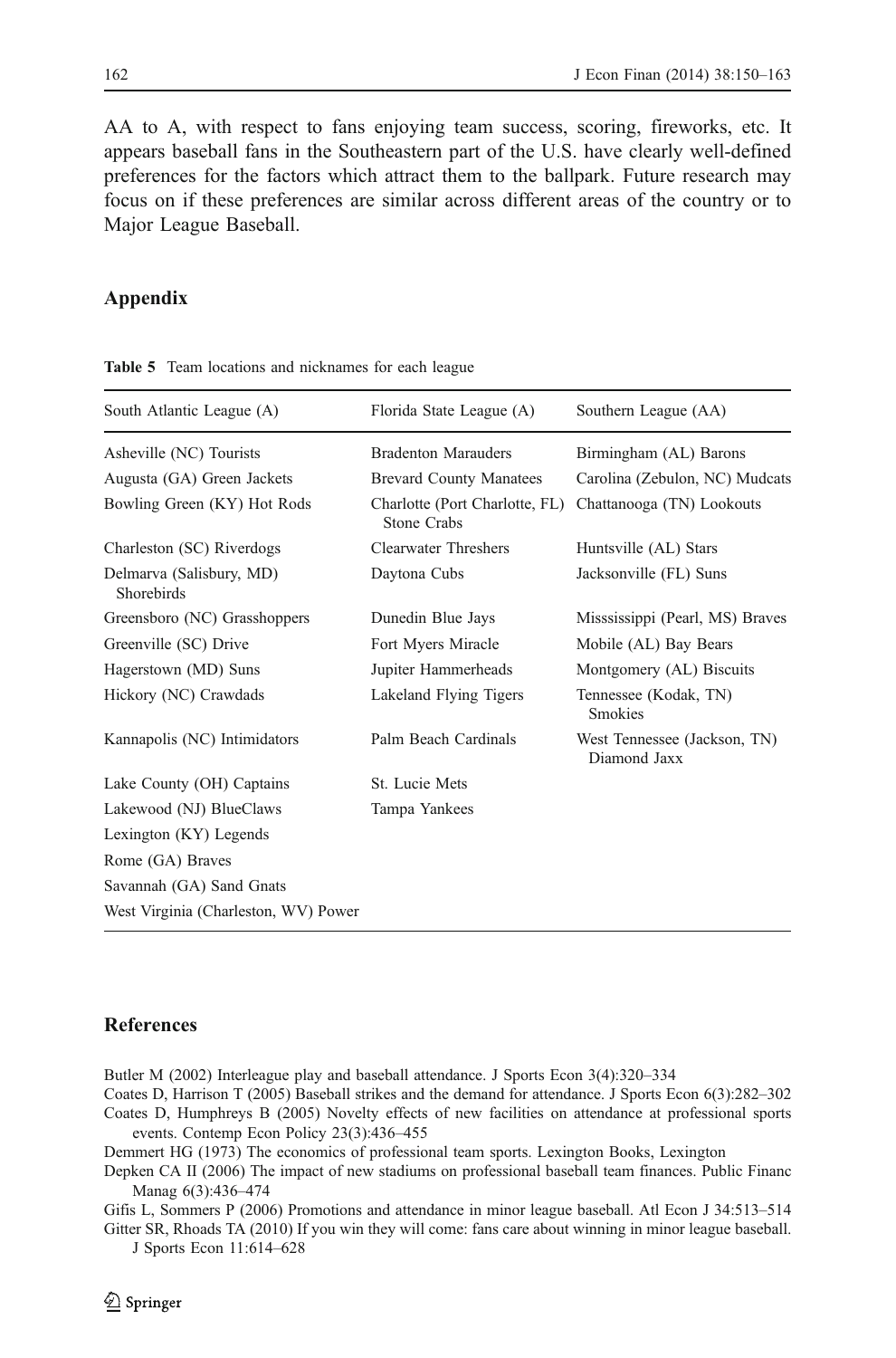AA to A, with respect to fans enjoying team success, scoring, fireworks, etc. It appears baseball fans in the Southeastern part of the U.S. have clearly well-defined preferences for the factors which attract them to the ballpark. Future research may focus on if these preferences are similar across different areas of the country or to Major League Baseball.

## Appendix

**Table 5** Team locations and nicknames for each league

| South Atlantic League (A) | Florida State League (A) | Southern League (AA) |
|---|---|---|
| Asheville (NC) Tourists | Bradenton Marauders | Birmingham (AL) Barons |
| Augusta (GA) Green Jackets | Brevard County Manatees | Carolina (Zebulon, NC) Mudcats |
| Bowling Green (KY) Hot Rods | Charlotte (Port Charlotte, FL) Stone Crabs | Chattanooga (TN) Lookouts |
| Charleston (SC) Riverdogs | Clearwater Threshers | Huntsville (AL) Stars |
| Delmarva (Salisbury, MD) Shorebirds | Daytona Cubs | Jacksonville (FL) Suns |
| Greensboro (NC) Grasshoppers | Dunedin Blue Jays | Misssissippi (Pearl, MS) Braves |
| Greenville (SC) Drive | Fort Myers Miracle | Mobile (AL) Bay Bears |
| Hagerstown (MD) Suns | Jupiter Hammerheads | Montgomery (AL) Biscuits |
| Hickory (NC) Crawdads | Lakeland Flying Tigers | Tennessee (Kodak, TN) Smokies |
| Kannapolis (NC) Intimidators | Palm Beach Cardinals | West Tennessee (Jackson, TN) Diamond Jaxx |
| Lake County (OH) Captains | St. Lucie Mets | |
| Lakewood (NJ) BlueClaws | Tampa Yankees | |
| Lexington (KY) Legends | | |
| Rome (GA) Braves | | |
| Savannah (GA) Sand Gnats | | |
| West Virginia (Charleston, WV) Power | | |

## References

Butler M (2002) Interleague play and baseball attendance. J Sports Econ 3(4):320–334

Coates D, Harrison T (2005) Baseball strikes and the demand for attendance. J Sports Econ 6(3):282–302

Coates D, Humphreys B (2005) Novelty effects of new facilities on attendance at professional sports events. Contemp Econ Policy 23(3):436–455

Demmert HG (1973) The economics of professional team sports. Lexington Books, Lexington

Depken CA II (2006) The impact of new stadiums on professional baseball team finances. Public Financ Manag 6(3):436–474

Gifis L, Sommers P (2006) Promotions and attendance in minor league baseball. Atl Econ J 34:513–514

Gitter SR, Rhoads TA (2010) If you win they will come: fans care about winning in minor league baseball. J Sports Econ 11:614–628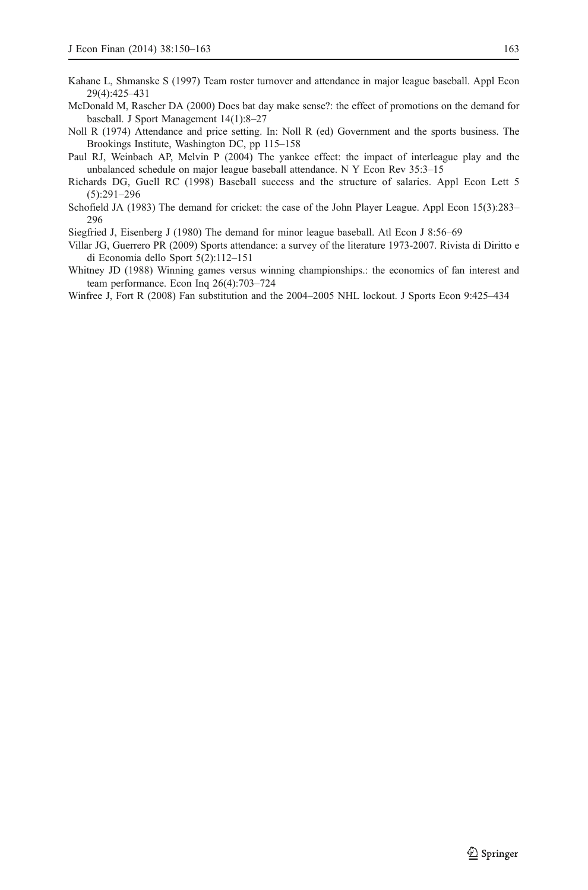Kahane L, Shmanske S (1997) Team roster turnover and attendance in major league baseball. Appl Econ 29(4):425–431

McDonald M, Rascher DA (2000) Does bat day make sense?: the effect of promotions on the demand for baseball. J Sport Management 14(1):8–27

Noll R (1974) Attendance and price setting. In: Noll R (ed) Government and the sports business. The Brookings Institute, Washington DC, pp 115–158

Paul RJ, Weinbach AP, Melvin P (2004) The yankee effect: the impact of interleague play and the unbalanced schedule on major league baseball attendance. N Y Econ Rev 35:3–15

Richards DG, Guell RC (1998) Baseball success and the structure of salaries. Appl Econ Lett 5 (5):291–296

Schofield JA (1983) The demand for cricket: the case of the John Player League. Appl Econ 15(3):283–296

Siegfried J, Eisenberg J (1980) The demand for minor league baseball. Atl Econ J 8:56–69

Villar JG, Guerrero PR (2009) Sports attendance: a survey of the literature 1973-2007. Rivista di Diritto e di Economia dello Sport 5(2):112–151

Whitney JD (1988) Winning games versus winning championships.: the economics of fan interest and team performance. Econ Inq 26(4):703–724

Winfree J, Fort R (2008) Fan substitution and the 2004–2005 NHL lockout. J Sports Econ 9:425–434